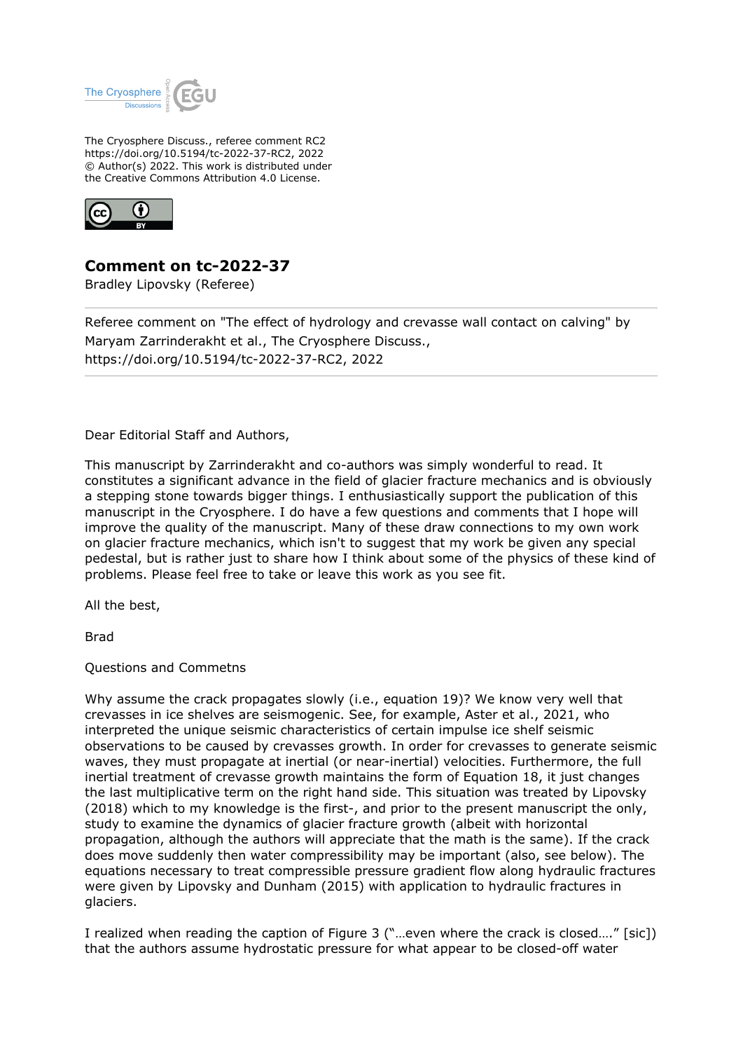The Cryosphere Discuss., referee comment RC2
https://doi.org/10.5194/tc-2022-37-RC2, 2022
© Author(s) 2022. This work is distributed under
the Creative Commons Attribution 4.0 License.

# Comment on tc-2022-37

Bradley Lipovsky (Referee)

Referee comment on "The effect of hydrology and crevasse wall contact on calving" by Maryam Zarrinderakht et al., The Cryosphere Discuss., https://doi.org/10.5194/tc-2022-37-RC2, 2022

Dear Editorial Staff and Authors,

This manuscript by Zarrinderakht and co-authors was simply wonderful to read. It constitutes a significant advance in the field of glacier fracture mechanics and is obviously a stepping stone towards bigger things. I enthusiastically support the publication of this manuscript in the Cryosphere. I do have a few questions and comments that I hope will improve the quality of the manuscript. Many of these draw connections to my own work on glacier fracture mechanics, which isn't to suggest that my work be given any special pedestal, but is rather just to share how I think about some of the physics of these kind of problems. Please feel free to take or leave this work as you see fit.

All the best,

Brad

Questions and Commetns

Why assume the crack propagates slowly (i.e., equation 19)? We know very well that crevasses in ice shelves are seismogenic. See, for example, Aster et al., 2021, who interpreted the unique seismic characteristics of certain impulse ice shelf seismic observations to be caused by crevasses growth. In order for crevasses to generate seismic waves, they must propagate at inertial (or near-inertial) velocities. Furthermore, the full inertial treatment of crevasse growth maintains the form of Equation 18, it just changes the last multiplicative term on the right hand side. This situation was treated by Lipovsky (2018) which to my knowledge is the first-, and prior to the present manuscript the only, study to examine the dynamics of glacier fracture growth (albeit with horizontal propagation, although the authors will appreciate that the math is the same). If the crack does move suddenly then water compressibility may be important (also, see below). The equations necessary to treat compressible pressure gradient flow along hydraulic fractures were given by Lipovsky and Dunham (2015) with application to hydraulic fractures in glaciers.

I realized when reading the caption of Figure 3 ("…even where the crack is closed…." [sic]) that the authors assume hydrostatic pressure for what appear to be closed-off water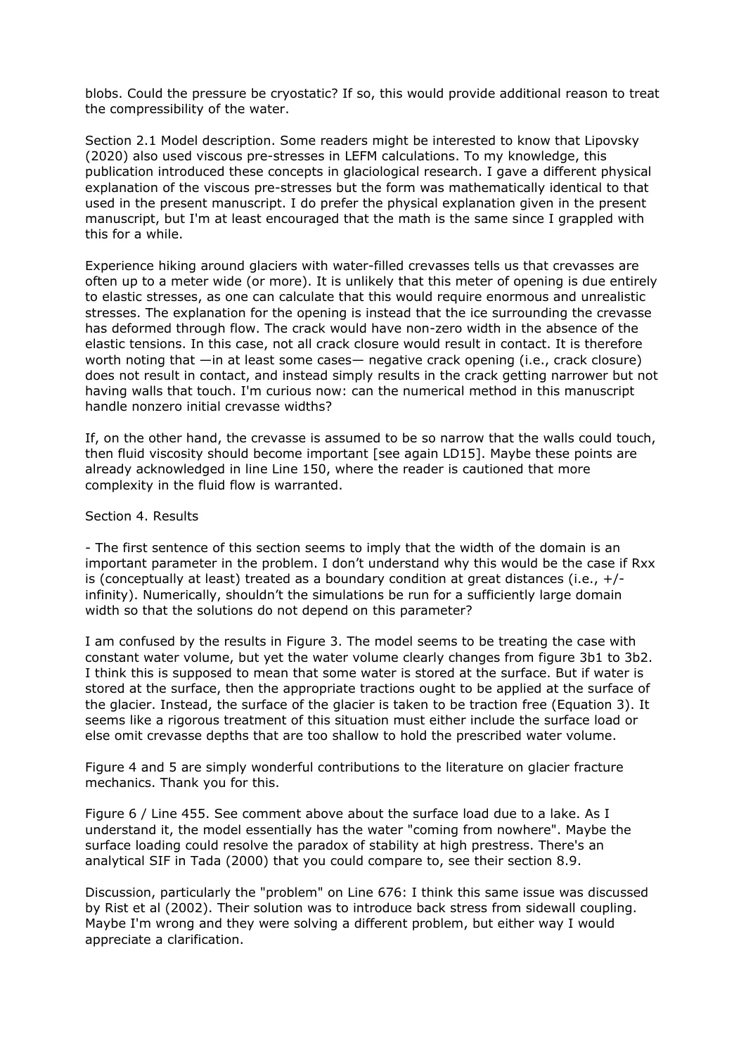blobs. Could the pressure be cryostatic? If so, this would provide additional reason to treat the compressibility of the water.

Section 2.1 Model description. Some readers might be interested to know that Lipovsky (2020) also used viscous pre-stresses in LEFM calculations. To my knowledge, this publication introduced these concepts in glaciological research. I gave a different physical explanation of the viscous pre-stresses but the form was mathematically identical to that used in the present manuscript. I do prefer the physical explanation given in the present manuscript, but I'm at least encouraged that the math is the same since I grappled with this for a while.

Experience hiking around glaciers with water-filled crevasses tells us that crevasses are often up to a meter wide (or more). It is unlikely that this meter of opening is due entirely to elastic stresses, as one can calculate that this would require enormous and unrealistic stresses. The explanation for the opening is instead that the ice surrounding the crevasse has deformed through flow. The crack would have non-zero width in the absence of the elastic tensions. In this case, not all crack closure would result in contact. It is therefore worth noting that —in at least some cases— negative crack opening (i.e., crack closure) does not result in contact, and instead simply results in the crack getting narrower but not having walls that touch. I'm curious now: can the numerical method in this manuscript handle nonzero initial crevasse widths?

If, on the other hand, the crevasse is assumed to be so narrow that the walls could touch, then fluid viscosity should become important [see again LD15]. Maybe these points are already acknowledged in line Line 150, where the reader is cautioned that more complexity in the fluid flow is warranted.

Section 4. Results

- The first sentence of this section seems to imply that the width of the domain is an important parameter in the problem. I don't understand why this would be the case if Rxx is (conceptually at least) treated as a boundary condition at great distances (i.e., +/- infinity). Numerically, shouldn't the simulations be run for a sufficiently large domain width so that the solutions do not depend on this parameter?

I am confused by the results in Figure 3. The model seems to be treating the case with constant water volume, but yet the water volume clearly changes from figure 3b1 to 3b2. I think this is supposed to mean that some water is stored at the surface. But if water is stored at the surface, then the appropriate tractions ought to be applied at the surface of the glacier. Instead, the surface of the glacier is taken to be traction free (Equation 3). It seems like a rigorous treatment of this situation must either include the surface load or else omit crevasse depths that are too shallow to hold the prescribed water volume.

Figure 4 and 5 are simply wonderful contributions to the literature on glacier fracture mechanics. Thank you for this.

Figure 6 / Line 455. See comment above about the surface load due to a lake. As I understand it, the model essentially has the water "coming from nowhere". Maybe the surface loading could resolve the paradox of stability at high prestress. There's an analytical SIF in Tada (2000) that you could compare to, see their section 8.9.

Discussion, particularly the "problem" on Line 676: I think this same issue was discussed by Rist et al (2002). Their solution was to introduce back stress from sidewall coupling. Maybe I'm wrong and they were solving a different problem, but either way I would appreciate a clarification.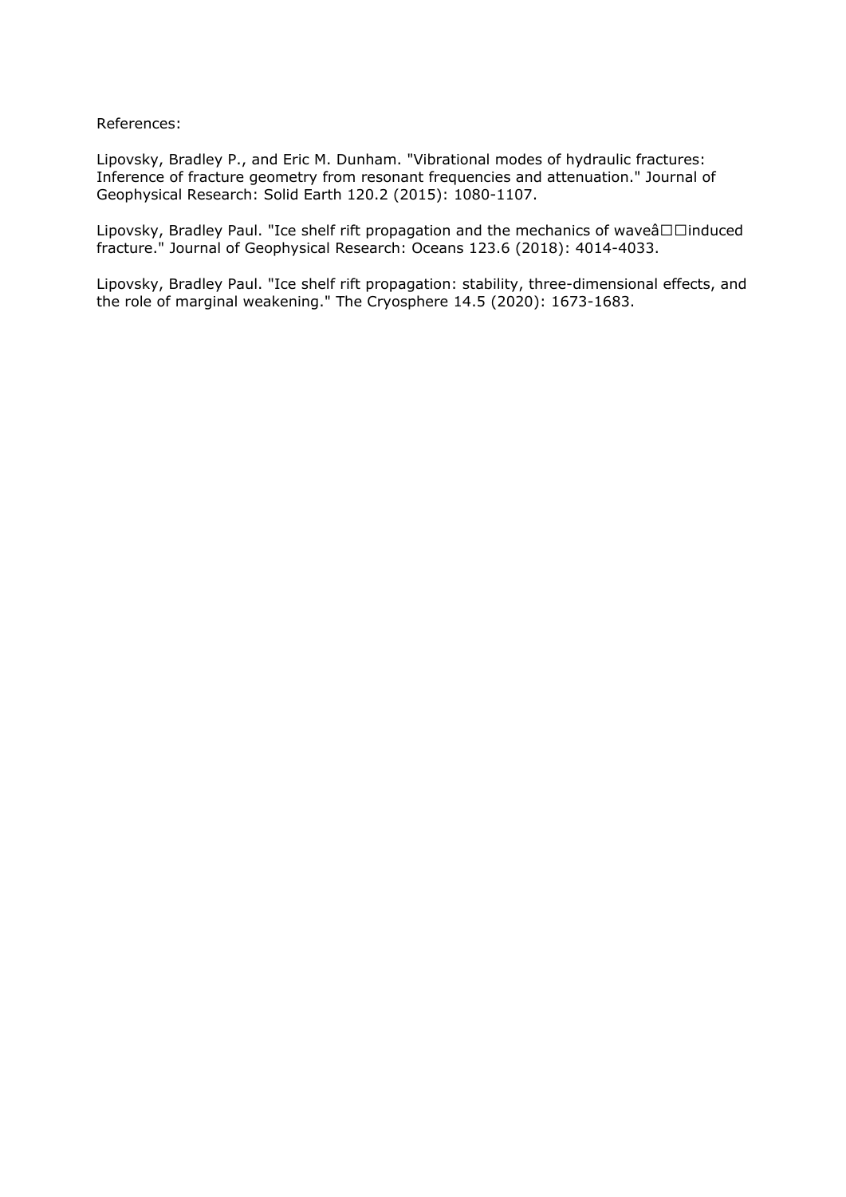References:

Lipovsky, Bradley P., and Eric M. Dunham. "Vibrational modes of hydraulic fractures: Inference of fracture geometry from resonant frequencies and attenuation." Journal of Geophysical Research: Solid Earth 120.2 (2015): 1080-1107.

Lipovsky, Bradley Paul. "Ice shelf rift propagation and the mechanics of waveâ□□induced fracture." Journal of Geophysical Research: Oceans 123.6 (2018): 4014-4033.

Lipovsky, Bradley Paul. "Ice shelf rift propagation: stability, three-dimensional effects, and the role of marginal weakening." The Cryosphere 14.5 (2020): 1673-1683.